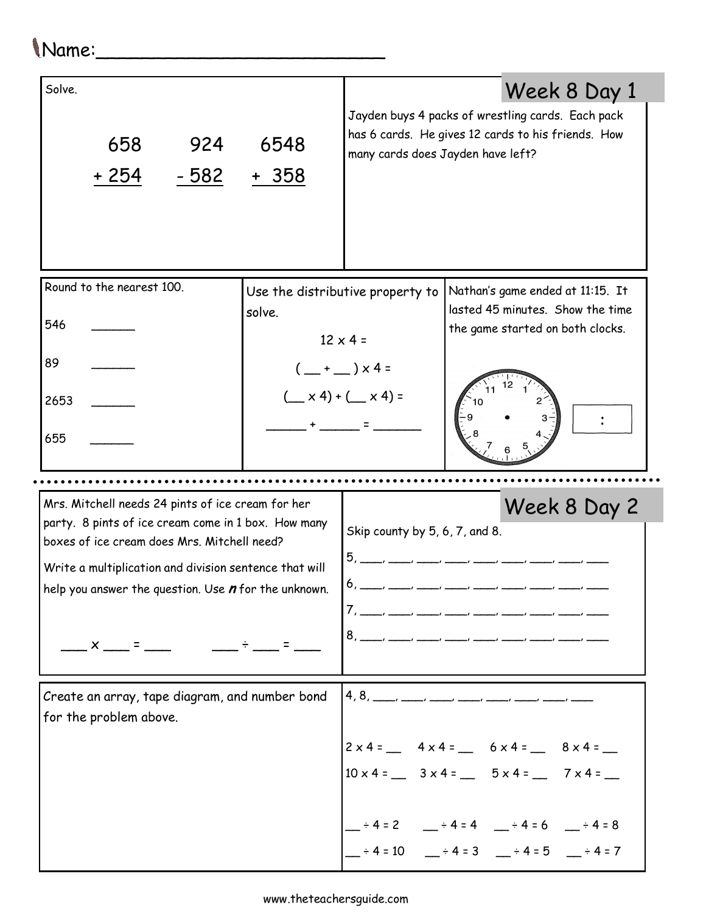Name:________________________

## Week 8 Day 1

Solve.

```
  658      924     6548
+ 254    - 582   +  358
```

Jayden buys 4 packs of wrestling cards. Each pack has 6 cards. He gives 12 cards to his friends. How many cards does Jayden have left?

Round to the nearest 100.

546 ______

89 ______

2653 ______

655 ______

Use the distributive property to solve.

12 x 4 =

( __ + __ ) x 4 =

(__ x 4) + (__ x 4) =

______ + ______ = _______

Nathan's game ended at 11:15. It lasted 45 minutes. Show the time the game started on both clocks.

[ : ]

## Week 8 Day 2

Mrs. Mitchell needs 24 pints of ice cream for her party. 8 pints of ice cream come in 1 box. How many boxes of ice cream does Mrs. Mitchell need?

Write a multiplication and division sentence that will help you answer the question. Use ***n*** for the unknown.

___ x ___ = ___     ___ ÷ ___ = ___

Skip county by 5, 6, 7, and 8.

5, ___, ___, ___, ___, ___, ___, ___, ___, ___

6, ___, ___, ___, ___, ___, ___, ___, ___, ___

7, ___, ___, ___, ___, ___, ___, ___, ___, ___

8, ___, ___, ___, ___, ___, ___, ___, ___, ___

Create an array, tape diagram, and number bond for the problem above.

4, 8, ___, ___, ___, ___, ___, ___, ___, ___

2 x 4 = __   4 x 4 = __   6 x 4 = __   8 x 4 = __

10 x 4 = __   3 x 4 = __   5 x 4 = __   7 x 4 = __

__ ÷ 4 = 2   __ ÷ 4 = 4   __ ÷ 4 = 6   __ ÷ 4 = 8

__ ÷ 4 = 10   __ ÷ 4 = 3   __ ÷ 4 = 5   __ ÷ 4 = 7

www.theteachersguide.com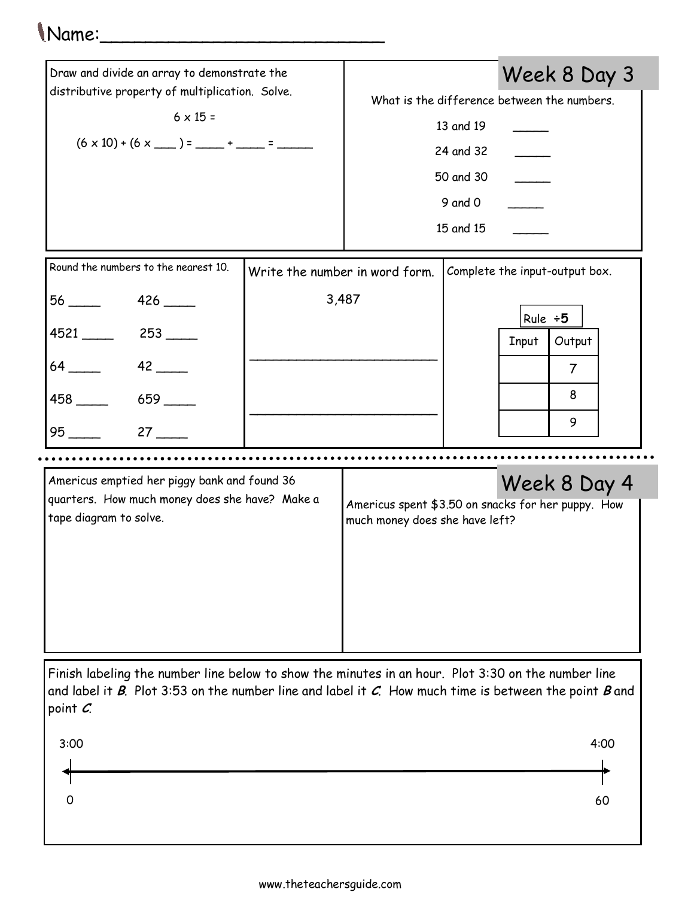Name:___________________________

## Week 8 Day 3

Draw and divide an array to demonstrate the distributive property of multiplication. Solve.

$6 \times 15 =$

$(6 \times 10) + (6 \times$ ___ $) =$ ____ $+$ ____ $=$ _____

What is the difference between the numbers.

13 and 19 _____

24 and 32 _____

50 and 30 _____

9 and 0 _____

15 and 15 _____

Round the numbers to the nearest 10.

56 ____ 426 ____

4521 ____ 253 ____

64 ____ 42 ____

458 ____ 659 ____

95 ____ 27 ____

Write the number in word form.

3,487

_________________________

_________________________

Complete the input-output box.

Rule ÷5

| Input | Output |
|---|---|
| | 7 |
| | 8 |
| | 9 |

## Week 8 Day 4

Americus emptied her piggy bank and found 36 quarters. How much money does she have? Make a tape diagram to solve.

Americus spent $3.50 on snacks for her puppy. How much money does she have left?

Finish labeling the number line below to show the minutes in an hour. Plot 3:30 on the number line and label it ***B***. Plot 3:53 on the number line and label it ***C***. How much time is between the point ***B*** and point ***C***.

3:00 ——————————————————————— 4:00

0 ——————————————————————— 60

www.theteachersguide.com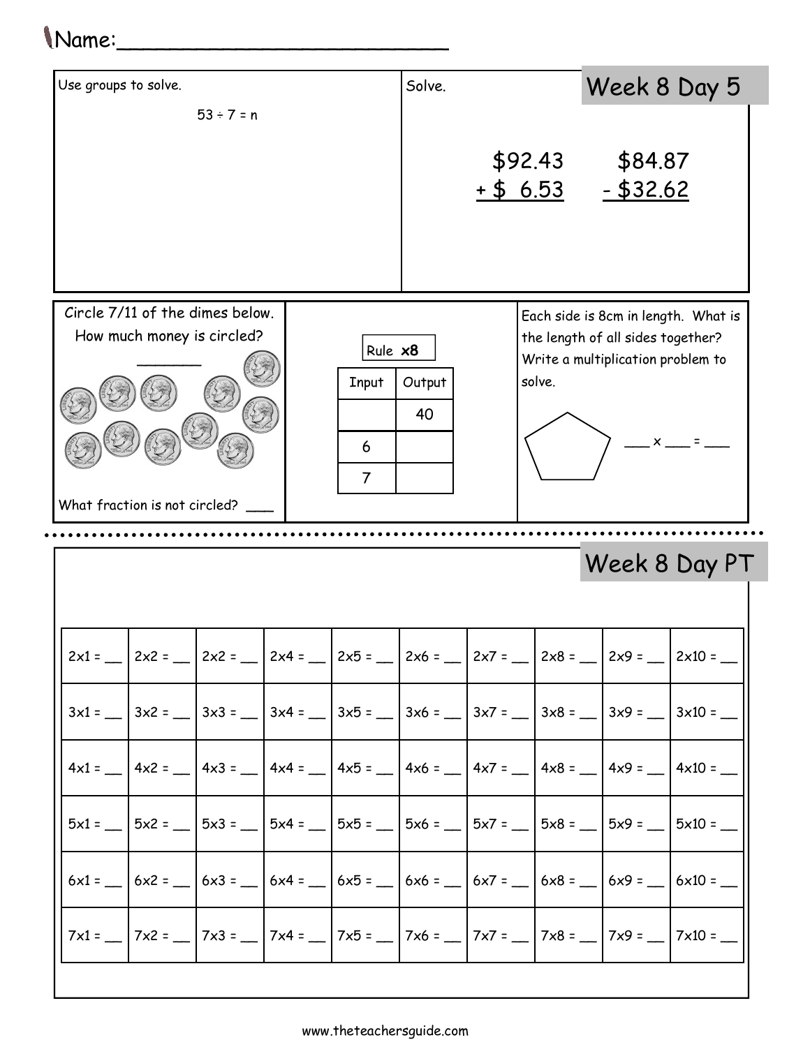Name:_________________________

## Week 8 Day 5

Use groups to solve.

$53 \div 7 = n$

Solve.

```
  $92.43        $84.87
+ $  6.53     - $32.62
```

Circle 7/11 of the dimes below.
How much money is circled?

________

What fraction is not circled? ___

Rule **x8**

| Input | Output |
| --- | --- |
| | 40 |
| 6 | |
| 7 | |

Each side is 8cm in length. What is the length of all sides together? Write a multiplication problem to solve.

___ x ___ = ___

## Week 8 Day PT

| | | | | | | | | | |
| --- | --- | --- | --- | --- | --- | --- | --- | --- | --- |
| 2x1 = __ | 2x2 = __ | 2x2 = __ | 2x4 = __ | 2x5 = __ | 2x6 = __ | 2x7 = __ | 2x8 = __ | 2x9 = __ | 2x10 = __ |
| 3x1 = __ | 3x2 = __ | 3x3 = __ | 3x4 = __ | 3x5 = __ | 3x6 = __ | 3x7 = __ | 3x8 = __ | 3x9 = __ | 3x10 = __ |
| 4x1 = __ | 4x2 = __ | 4x3 = __ | 4x4 = __ | 4x5 = __ | 4x6 = __ | 4x7 = __ | 4x8 = __ | 4x9 = __ | 4x10 = __ |
| 5x1 = __ | 5x2 = __ | 5x3 = __ | 5x4 = __ | 5x5 = __ | 5x6 = __ | 5x7 = __ | 5x8 = __ | 5x9 = __ | 5x10 = __ |
| 6x1 = __ | 6x2 = __ | 6x3 = __ | 6x4 = __ | 6x5 = __ | 6x6 = __ | 6x7 = __ | 6x8 = __ | 6x9 = __ | 6x10 = __ |
| 7x1 = __ | 7x2 = __ | 7x3 = __ | 7x4 = __ | 7x5 = __ | 7x6 = __ | 7x7 = __ | 7x8 = __ | 7x9 = __ | 7x10 = __ |

www.theteachersguide.com